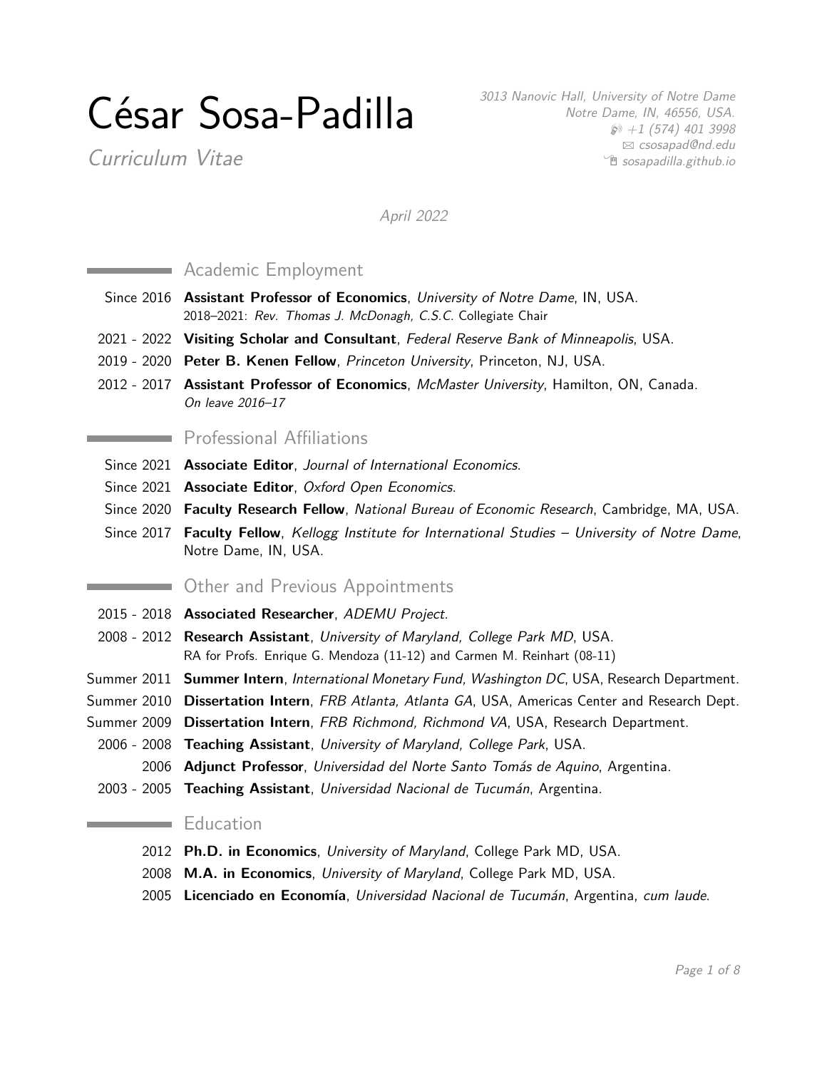# César Sosa-Padilla

*Curriculum Vitae*

*3013 Nanovic Hall, University of Notre Dame*
*Notre Dame, IN, 46556, USA.*
*+1 (574) 401 3998*
*csosapad@nd.edu*
*sosapadilla.github.io*

*April 2022*

## Academic Employment

- Since 2016 **Assistant Professor of Economics**, *University of Notre Dame*, IN, USA.
  2018–2021: *Rev. Thomas J. McDonagh, C.S.C.* Collegiate Chair
- 2021 - 2022 **Visiting Scholar and Consultant**, *Federal Reserve Bank of Minneapolis*, USA.
- 2019 - 2020 **Peter B. Kenen Fellow**, *Princeton University*, Princeton, NJ, USA.
- 2012 - 2017 **Assistant Professor of Economics**, *McMaster University*, Hamilton, ON, Canada.
  *On leave 2016–17*

## Professional Affiliations

- Since 2021 **Associate Editor**, *Journal of International Economics*.
- Since 2021 **Associate Editor**, *Oxford Open Economics*.
- Since 2020 **Faculty Research Fellow**, *National Bureau of Economic Research*, Cambridge, MA, USA.
- Since 2017 **Faculty Fellow**, *Kellogg Institute for International Studies – University of Notre Dame*, Notre Dame, IN, USA.

## Other and Previous Appointments

- 2015 - 2018 **Associated Researcher**, *ADEMU Project*.
- 2008 - 2012 **Research Assistant**, *University of Maryland, College Park MD*, USA.
  RA for Profs. Enrique G. Mendoza (11-12) and Carmen M. Reinhart (08-11)
- Summer 2011 **Summer Intern**, *International Monetary Fund, Washington DC*, USA, Research Department.
- Summer 2010 **Dissertation Intern**, *FRB Atlanta, Atlanta GA*, USA, Americas Center and Research Dept.
- Summer 2009 **Dissertation Intern**, *FRB Richmond, Richmond VA*, USA, Research Department.
- 2006 - 2008 **Teaching Assistant**, *University of Maryland, College Park*, USA.
- 2006 **Adjunct Professor**, *Universidad del Norte Santo Tomás de Aquino*, Argentina.
- 2003 - 2005 **Teaching Assistant**, *Universidad Nacional de Tucumán*, Argentina.

## Education

- 2012 **Ph.D. in Economics**, *University of Maryland*, College Park MD, USA.
- 2008 **M.A. in Economics**, *University of Maryland*, College Park MD, USA.
- 2005 **Licenciado en Economía**, *Universidad Nacional de Tucumán*, Argentina, *cum laude*.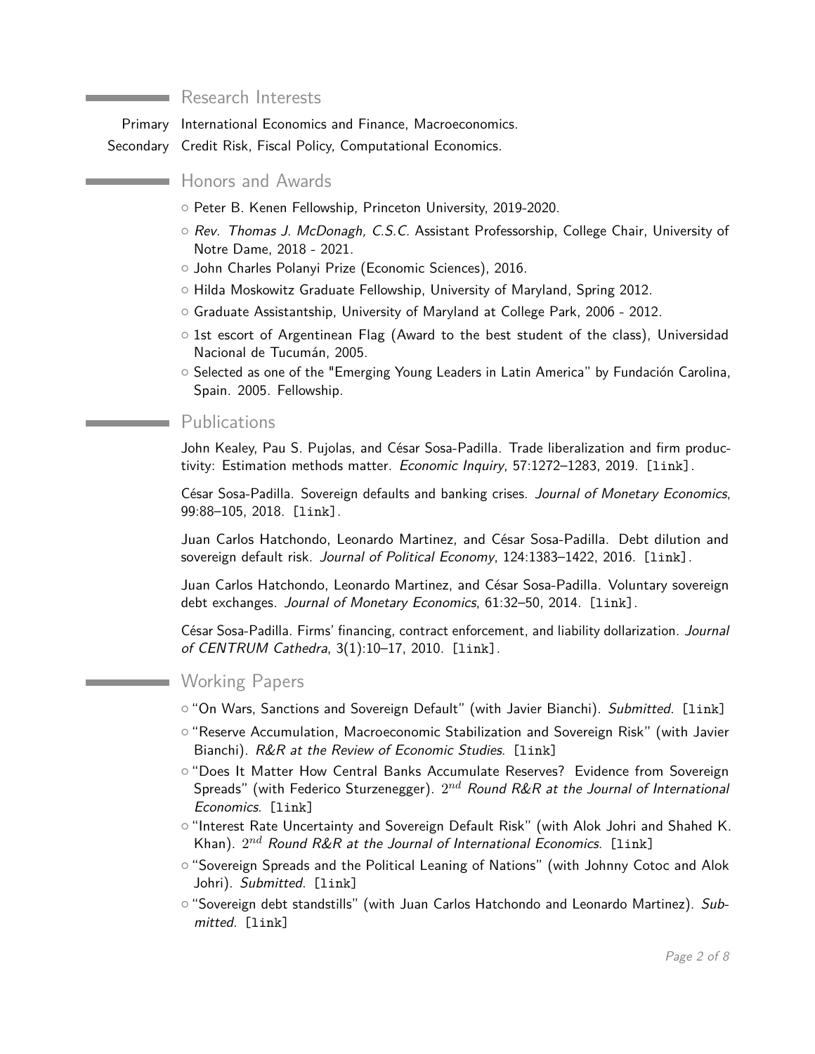## Research Interests

Primary International Economics and Finance, Macroeconomics.

Secondary Credit Risk, Fiscal Policy, Computational Economics.

## Honors and Awards

- Peter B. Kenen Fellowship, Princeton University, 2019-2020.
- *Rev. Thomas J. McDonagh, C.S.C.* Assistant Professorship, College Chair, University of Notre Dame, 2018 - 2021.
- John Charles Polanyi Prize (Economic Sciences), 2016.
- Hilda Moskowitz Graduate Fellowship, University of Maryland, Spring 2012.
- Graduate Assistantship, University of Maryland at College Park, 2006 - 2012.
- 1st escort of Argentinean Flag (Award to the best student of the class), Universidad Nacional de Tucumán, 2005.
- Selected as one of the "Emerging Young Leaders in Latin America" by Fundación Carolina, Spain. 2005. Fellowship.

## Publications

John Kealey, Pau S. Pujolas, and César Sosa-Padilla. Trade liberalization and firm productivity: Estimation methods matter. *Economic Inquiry*, 57:1272–1283, 2019. [link].

César Sosa-Padilla. Sovereign defaults and banking crises. *Journal of Monetary Economics*, 99:88–105, 2018. [link].

Juan Carlos Hatchondo, Leonardo Martinez, and César Sosa-Padilla. Debt dilution and sovereign default risk. *Journal of Political Economy*, 124:1383–1422, 2016. [link].

Juan Carlos Hatchondo, Leonardo Martinez, and César Sosa-Padilla. Voluntary sovereign debt exchanges. *Journal of Monetary Economics*, 61:32–50, 2014. [link].

César Sosa-Padilla. Firms' financing, contract enforcement, and liability dollarization. *Journal of CENTRUM Cathedra*, 3(1):10–17, 2010. [link].

## Working Papers

- "On Wars, Sanctions and Sovereign Default" (with Javier Bianchi). *Submitted*. [link]
- "Reserve Accumulation, Macroeconomic Stabilization and Sovereign Risk" (with Javier Bianchi). *R&R at the Review of Economic Studies*. [link]
- "Does It Matter How Central Banks Accumulate Reserves? Evidence from Sovereign Spreads" (with Federico Sturzenegger). $2^{nd}$ *Round R&R at the Journal of International Economics*. [link]
- "Interest Rate Uncertainty and Sovereign Default Risk" (with Alok Johri and Shahed K. Khan). $2^{nd}$ *Round R&R at the Journal of International Economics*. [link]
- "Sovereign Spreads and the Political Leaning of Nations" (with Johnny Cotoc and Alok Johri). *Submitted*. [link]
- "Sovereign debt standstills" (with Juan Carlos Hatchondo and Leonardo Martinez). *Submitted*. [link]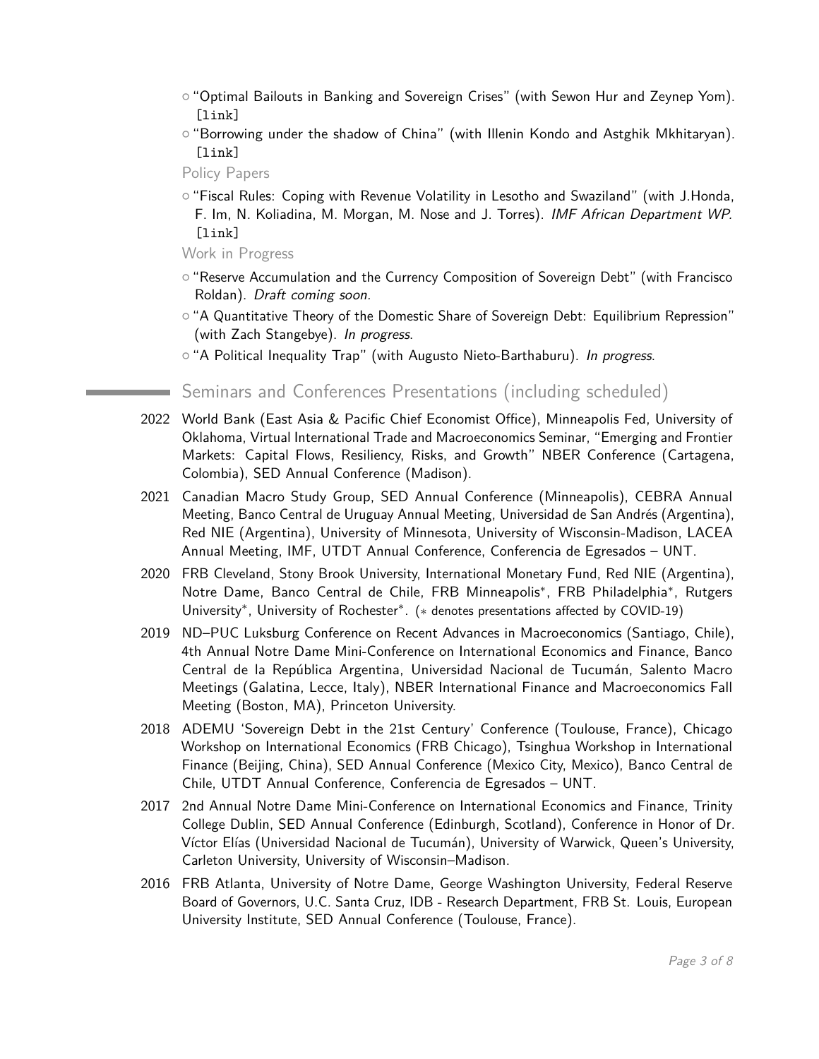- "Optimal Bailouts in Banking and Sovereign Crises" (with Sewon Hur and Zeynep Yom). [link]
- "Borrowing under the shadow of China" (with Illenin Kondo and Astghik Mkhitaryan). [link]

Policy Papers

- "Fiscal Rules: Coping with Revenue Volatility in Lesotho and Swaziland" (with J.Honda, F. Im, N. Koliadina, M. Morgan, M. Nose and J. Torres). *IMF African Department WP.* [link]

Work in Progress

- "Reserve Accumulation and the Currency Composition of Sovereign Debt" (with Francisco Roldan). *Draft coming soon.*
- "A Quantitative Theory of the Domestic Share of Sovereign Debt: Equilibrium Repression" (with Zach Stangebye). *In progress.*
- "A Political Inequality Trap" (with Augusto Nieto-Barthaburu). *In progress.*

## Seminars and Conferences Presentations (including scheduled)

**2022** World Bank (East Asia & Pacific Chief Economist Office), Minneapolis Fed, University of Oklahoma, Virtual International Trade and Macroeconomics Seminar, "Emerging and Frontier Markets: Capital Flows, Resiliency, Risks, and Growth" NBER Conference (Cartagena, Colombia), SED Annual Conference (Madison).

**2021** Canadian Macro Study Group, SED Annual Conference (Minneapolis), CEBRA Annual Meeting, Banco Central de Uruguay Annual Meeting, Universidad de San Andrés (Argentina), Red NIE (Argentina), University of Minnesota, University of Wisconsin-Madison, LACEA Annual Meeting, IMF, UTDT Annual Conference, Conferencia de Egresados – UNT.

**2020** FRB Cleveland, Stony Brook University, International Monetary Fund, Red NIE (Argentina), Notre Dame, Banco Central de Chile, FRB Minneapolis*, FRB Philadelphia*, Rutgers University*, University of Rochester*. (* denotes presentations affected by COVID-19)

**2019** ND–PUC Luksburg Conference on Recent Advances in Macroeconomics (Santiago, Chile), 4th Annual Notre Dame Mini-Conference on International Economics and Finance, Banco Central de la República Argentina, Universidad Nacional de Tucumán, Salento Macro Meetings (Galatina, Lecce, Italy), NBER International Finance and Macroeconomics Fall Meeting (Boston, MA), Princeton University.

**2018** ADEMU 'Sovereign Debt in the 21st Century' Conference (Toulouse, France), Chicago Workshop on International Economics (FRB Chicago), Tsinghua Workshop in International Finance (Beijing, China), SED Annual Conference (Mexico City, Mexico), Banco Central de Chile, UTDT Annual Conference, Conferencia de Egresados – UNT.

**2017** 2nd Annual Notre Dame Mini-Conference on International Economics and Finance, Trinity College Dublin, SED Annual Conference (Edinburgh, Scotland), Conference in Honor of Dr. Víctor Elías (Universidad Nacional de Tucumán), University of Warwick, Queen's University, Carleton University, University of Wisconsin–Madison.

**2016** FRB Atlanta, University of Notre Dame, George Washington University, Federal Reserve Board of Governors, U.C. Santa Cruz, IDB - Research Department, FRB St. Louis, European University Institute, SED Annual Conference (Toulouse, France).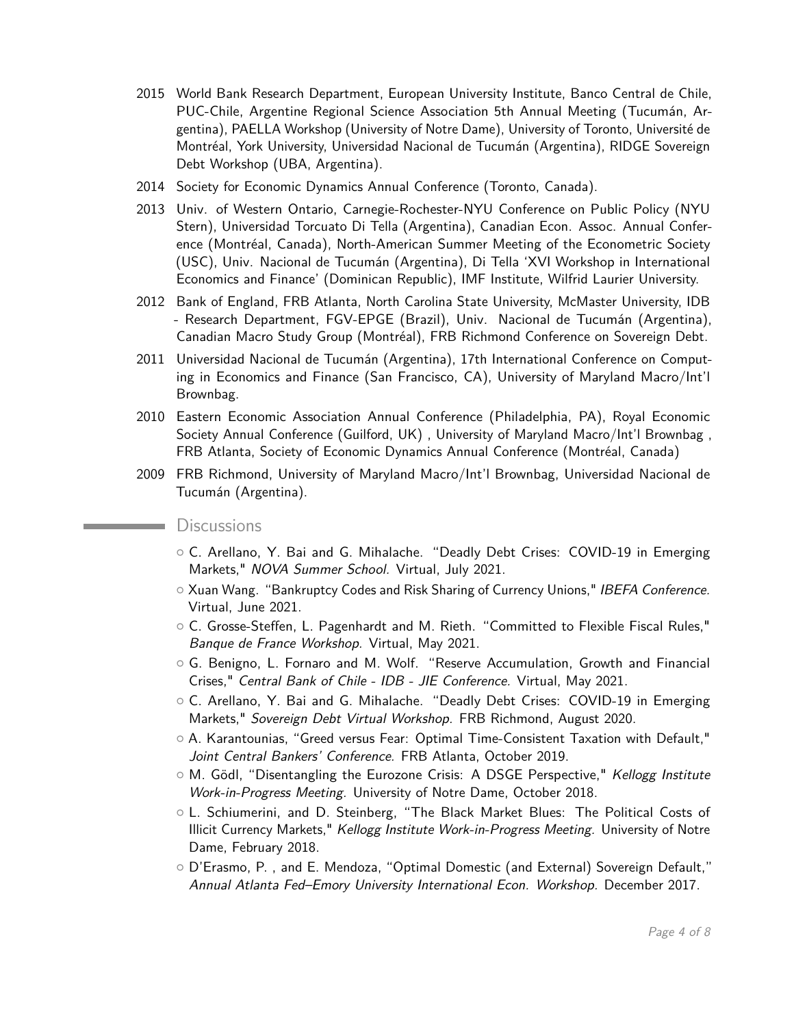- 2015 World Bank Research Department, European University Institute, Banco Central de Chile, PUC-Chile, Argentine Regional Science Association 5th Annual Meeting (Tucumán, Argentina), PAELLA Workshop (University of Notre Dame), University of Toronto, Université de Montréal, York University, Universidad Nacional de Tucumán (Argentina), RIDGE Sovereign Debt Workshop (UBA, Argentina).
- 2014 Society for Economic Dynamics Annual Conference (Toronto, Canada).
- 2013 Univ. of Western Ontario, Carnegie-Rochester-NYU Conference on Public Policy (NYU Stern), Universidad Torcuato Di Tella (Argentina), Canadian Econ. Assoc. Annual Conference (Montréal, Canada), North-American Summer Meeting of the Econometric Society (USC), Univ. Nacional de Tucumán (Argentina), Di Tella 'XVI Workshop in International Economics and Finance' (Dominican Republic), IMF Institute, Wilfrid Laurier University.
- 2012 Bank of England, FRB Atlanta, North Carolina State University, McMaster University, IDB - Research Department, FGV-EPGE (Brazil), Univ. Nacional de Tucumán (Argentina), Canadian Macro Study Group (Montréal), FRB Richmond Conference on Sovereign Debt.
- 2011 Universidad Nacional de Tucumán (Argentina), 17th International Conference on Computing in Economics and Finance (San Francisco, CA), University of Maryland Macro/Int'l Brownbag.
- 2010 Eastern Economic Association Annual Conference (Philadelphia, PA), Royal Economic Society Annual Conference (Guilford, UK) , University of Maryland Macro/Int'l Brownbag , FRB Atlanta, Society of Economic Dynamics Annual Conference (Montréal, Canada)
- 2009 FRB Richmond, University of Maryland Macro/Int'l Brownbag, Universidad Nacional de Tucumán (Argentina).

## Discussions

- C. Arellano, Y. Bai and G. Mihalache. "Deadly Debt Crises: COVID-19 in Emerging Markets," *NOVA Summer School.* Virtual, July 2021.
- Xuan Wang. "Bankruptcy Codes and Risk Sharing of Currency Unions," *IBEFA Conference.* Virtual, June 2021.
- C. Grosse-Steffen, L. Pagenhardt and M. Rieth. "Committed to Flexible Fiscal Rules," *Banque de France Workshop.* Virtual, May 2021.
- G. Benigno, L. Fornaro and M. Wolf. "Reserve Accumulation, Growth and Financial Crises," *Central Bank of Chile - IDB - JIE Conference.* Virtual, May 2021.
- C. Arellano, Y. Bai and G. Mihalache. "Deadly Debt Crises: COVID-19 in Emerging Markets," *Sovereign Debt Virtual Workshop.* FRB Richmond, August 2020.
- A. Karantounias, "Greed versus Fear: Optimal Time-Consistent Taxation with Default," *Joint Central Bankers' Conference.* FRB Atlanta, October 2019.
- M. Gödl, "Disentangling the Eurozone Crisis: A DSGE Perspective," *Kellogg Institute Work-in-Progress Meeting.* University of Notre Dame, October 2018.
- L. Schiumerini, and D. Steinberg, "The Black Market Blues: The Political Costs of Illicit Currency Markets," *Kellogg Institute Work-in-Progress Meeting.* University of Notre Dame, February 2018.
- D'Erasmo, P. , and E. Mendoza, "Optimal Domestic (and External) Sovereign Default," *Annual Atlanta Fed–Emory University International Econ. Workshop.* December 2017.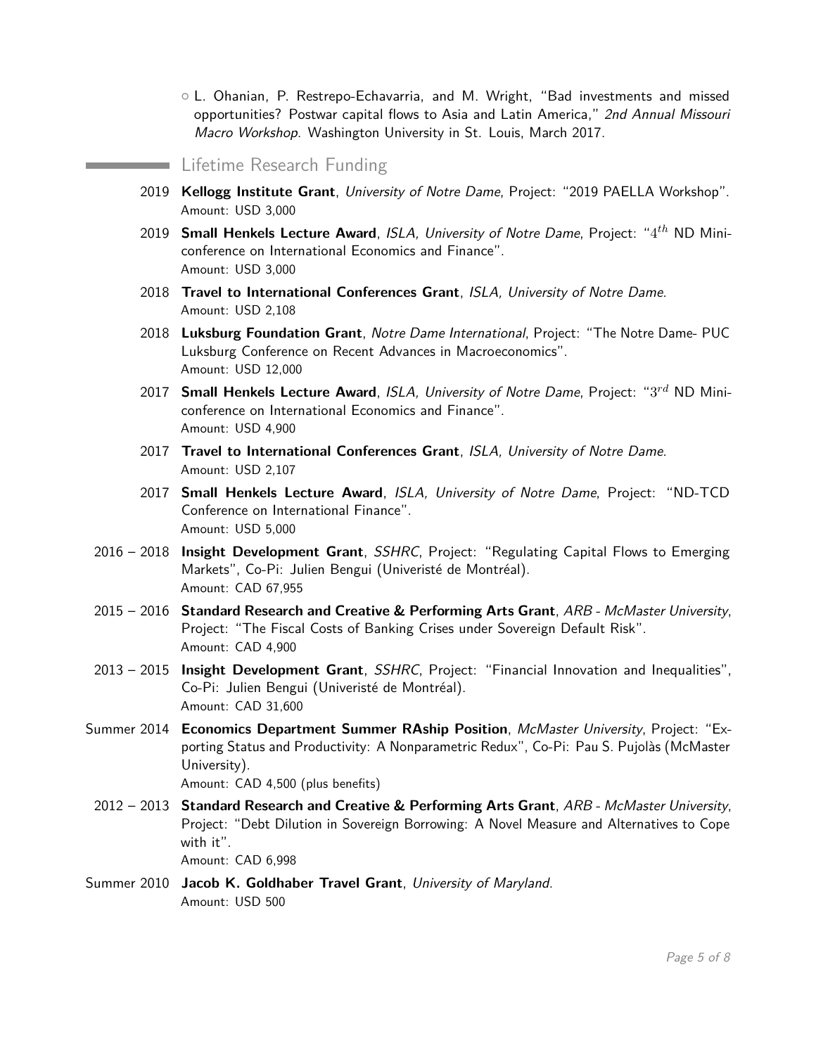- L. Ohanian, P. Restrepo-Echavarria, and M. Wright, "Bad investments and missed opportunities? Postwar capital flows to Asia and Latin America," *2nd Annual Missouri Macro Workshop*. Washington University in St. Louis, March 2017.

## Lifetime Research Funding

2019 **Kellogg Institute Grant**, *University of Notre Dame*, Project: "2019 PAELLA Workshop".
Amount: USD 3,000

2019 **Small Henkels Lecture Award**, *ISLA, University of Notre Dame*, Project: "$4^{th}$ ND Mini-conference on International Economics and Finance".
Amount: USD 3,000

2018 **Travel to International Conferences Grant**, *ISLA, University of Notre Dame*.
Amount: USD 2,108

2018 **Luksburg Foundation Grant**, *Notre Dame International*, Project: "The Notre Dame- PUC Luksburg Conference on Recent Advances in Macroeconomics".
Amount: USD 12,000

2017 **Small Henkels Lecture Award**, *ISLA, University of Notre Dame*, Project: "$3^{rd}$ ND Mini-conference on International Economics and Finance".
Amount: USD 4,900

2017 **Travel to International Conferences Grant**, *ISLA, University of Notre Dame*.
Amount: USD 2,107

2017 **Small Henkels Lecture Award**, *ISLA, University of Notre Dame*, Project: "ND-TCD Conference on International Finance".
Amount: USD 5,000

2016 – 2018 **Insight Development Grant**, *SSHRC*, Project: "Regulating Capital Flows to Emerging Markets", Co-Pi: Julien Bengui (Univeristé de Montréal).
Amount: CAD 67,955

2015 – 2016 **Standard Research and Creative & Performing Arts Grant**, *ARB - McMaster University*, Project: "The Fiscal Costs of Banking Crises under Sovereign Default Risk".
Amount: CAD 4,900

2013 – 2015 **Insight Development Grant**, *SSHRC*, Project: "Financial Innovation and Inequalities", Co-Pi: Julien Bengui (Univeristé de Montréal).
Amount: CAD 31,600

Summer 2014 **Economics Department Summer RAship Position**, *McMaster University*, Project: "Exporting Status and Productivity: A Nonparametric Redux", Co-Pi: Pau S. Pujolàs (McMaster University).
Amount: CAD 4,500 (plus benefits)

2012 – 2013 **Standard Research and Creative & Performing Arts Grant**, *ARB - McMaster University*, Project: "Debt Dilution in Sovereign Borrowing: A Novel Measure and Alternatives to Cope with it".
Amount: CAD 6,998

Summer 2010 **Jacob K. Goldhaber Travel Grant**, *University of Maryland*.
Amount: USD 500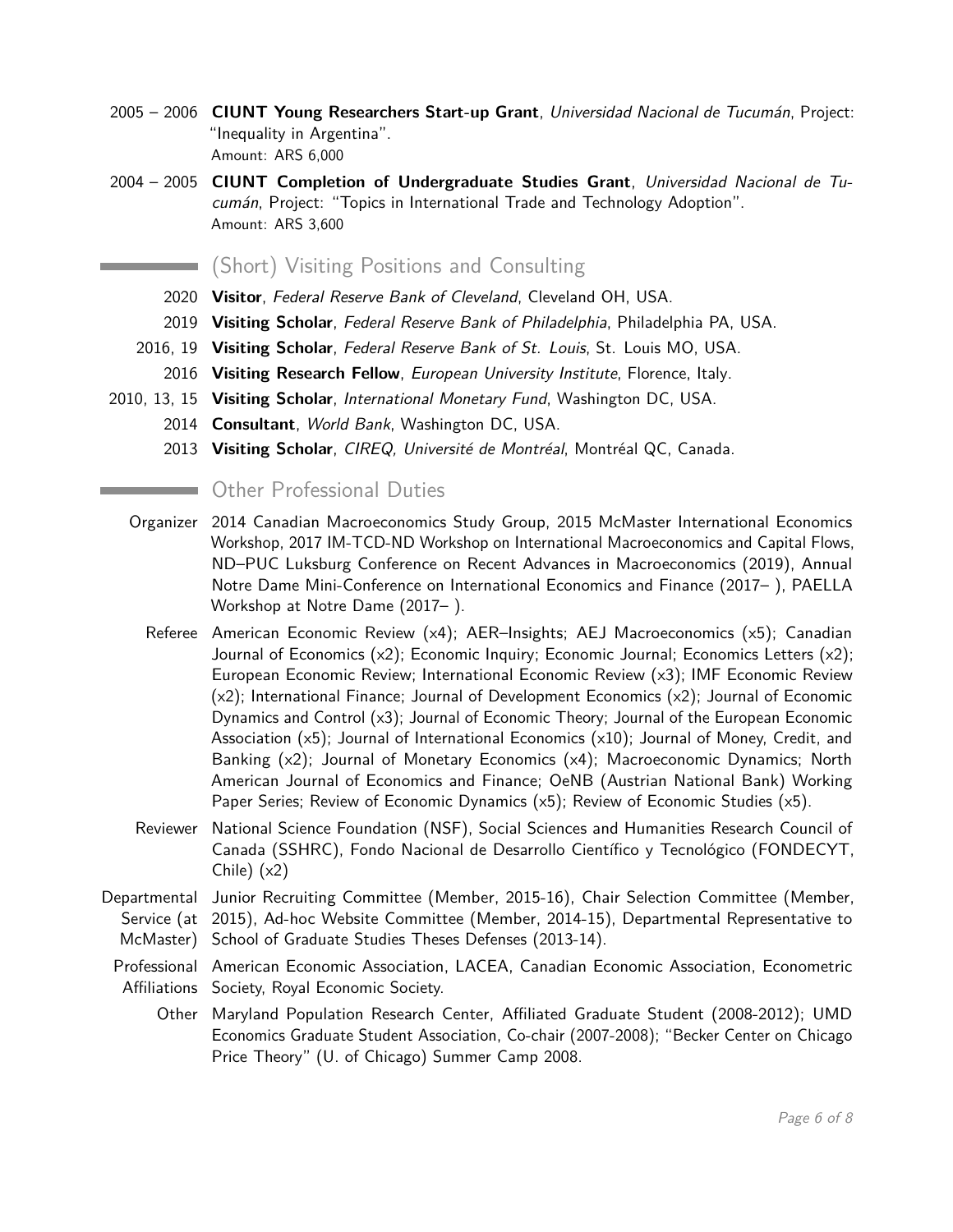2005 – 2006 **CIUNT Young Researchers Start-up Grant**, *Universidad Nacional de Tucumán*, Project: "Inequality in Argentina".
Amount: ARS 6,000

2004 – 2005 **CIUNT Completion of Undergraduate Studies Grant**, *Universidad Nacional de Tucumán*, Project: "Topics in International Trade and Technology Adoption".
Amount: ARS 3,600

## (Short) Visiting Positions and Consulting

- 2020 **Visitor**, *Federal Reserve Bank of Cleveland*, Cleveland OH, USA.
- 2019 **Visiting Scholar**, *Federal Reserve Bank of Philadelphia*, Philadelphia PA, USA.
- 2016, 19 **Visiting Scholar**, *Federal Reserve Bank of St. Louis*, St. Louis MO, USA.
- 2016 **Visiting Research Fellow**, *European University Institute*, Florence, Italy.
- 2010, 13, 15 **Visiting Scholar**, *International Monetary Fund*, Washington DC, USA.
- 2014 **Consultant**, *World Bank*, Washington DC, USA.
- 2013 **Visiting Scholar**, *CIREQ, Université de Montréal*, Montréal QC, Canada.

## Other Professional Duties

**Organizer** 2014 Canadian Macroeconomics Study Group, 2015 McMaster International Economics Workshop, 2017 IM-TCD-ND Workshop on International Macroeconomics and Capital Flows, ND–PUC Luksburg Conference on Recent Advances in Macroeconomics (2019), Annual Notre Dame Mini-Conference on International Economics and Finance (2017– ), PAELLA Workshop at Notre Dame (2017– ).

**Referee** American Economic Review (x4); AER–Insights; AEJ Macroeconomics (x5); Canadian Journal of Economics (x2); Economic Inquiry; Economic Journal; Economics Letters (x2); European Economic Review; International Economic Review (x3); IMF Economic Review (x2); International Finance; Journal of Development Economics (x2); Journal of Economic Dynamics and Control (x3); Journal of Economic Theory; Journal of the European Economic Association (x5); Journal of International Economics (x10); Journal of Money, Credit, and Banking (x2); Journal of Monetary Economics (x4); Macroeconomic Dynamics; North American Journal of Economics and Finance; OeNB (Austrian National Bank) Working Paper Series; Review of Economic Dynamics (x5); Review of Economic Studies (x5).

**Reviewer** National Science Foundation (NSF), Social Sciences and Humanities Research Council of Canada (SSHRC), Fondo Nacional de Desarrollo Científico y Tecnológico (FONDECYT, Chile) (x2)

**Departmental Service (at McMaster)** Junior Recruiting Committee (Member, 2015-16), Chair Selection Committee (Member, 2015), Ad-hoc Website Committee (Member, 2014-15), Departmental Representative to School of Graduate Studies Theses Defenses (2013-14).

**Professional Affiliations** American Economic Association, LACEA, Canadian Economic Association, Econometric Society, Royal Economic Society.

**Other** Maryland Population Research Center, Affiliated Graduate Student (2008-2012); UMD Economics Graduate Student Association, Co-chair (2007-2008); "Becker Center on Chicago Price Theory" (U. of Chicago) Summer Camp 2008.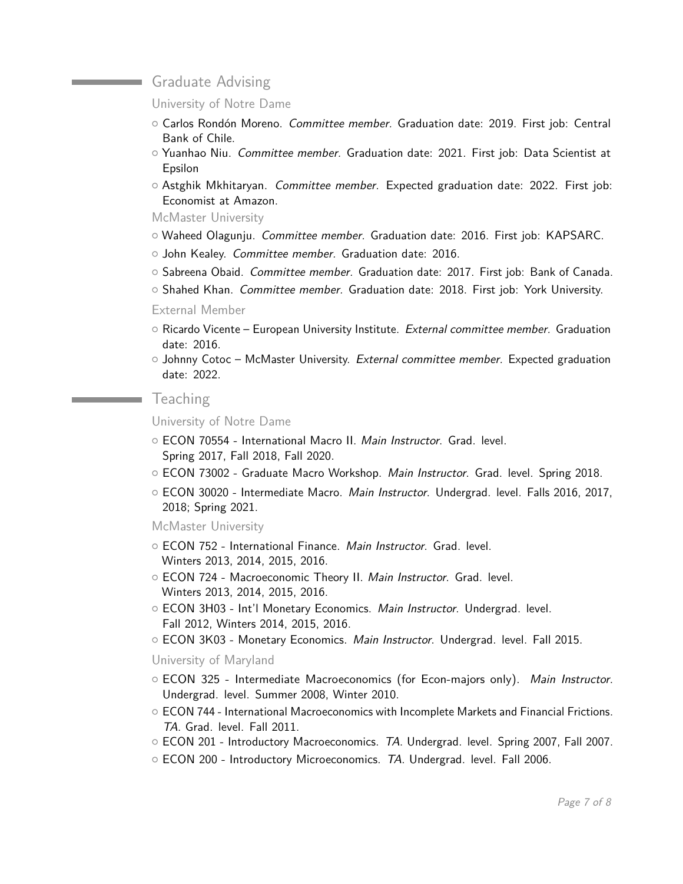## Graduate Advising

### University of Notre Dame

- Carlos Rondón Moreno. *Committee member.* Graduation date: 2019. First job: Central Bank of Chile.
- Yuanhao Niu. *Committee member.* Graduation date: 2021. First job: Data Scientist at Epsilon
- Astghik Mkhitaryan. *Committee member.* Expected graduation date: 2022. First job: Economist at Amazon.

### McMaster University

- Waheed Olagunju. *Committee member.* Graduation date: 2016. First job: KAPSARC.
- John Kealey. *Committee member.* Graduation date: 2016.
- Sabreena Obaid. *Committee member.* Graduation date: 2017. First job: Bank of Canada.
- Shahed Khan. *Committee member.* Graduation date: 2018. First job: York University.

### External Member

- Ricardo Vicente – European University Institute. *External committee member.* Graduation date: 2016.
- Johnny Cotoc – McMaster University. *External committee member.* Expected graduation date: 2022.

## Teaching

### University of Notre Dame

- ECON 70554 - International Macro II. *Main Instructor.* Grad. level. Spring 2017, Fall 2018, Fall 2020.
- ECON 73002 - Graduate Macro Workshop. *Main Instructor.* Grad. level. Spring 2018.
- ECON 30020 - Intermediate Macro. *Main Instructor.* Undergrad. level. Falls 2016, 2017, 2018; Spring 2021.

### McMaster University

- ECON 752 - International Finance. *Main Instructor.* Grad. level. Winters 2013, 2014, 2015, 2016.
- ECON 724 - Macroeconomic Theory II. *Main Instructor.* Grad. level. Winters 2013, 2014, 2015, 2016.
- ECON 3H03 - Int'l Monetary Economics. *Main Instructor.* Undergrad. level. Fall 2012, Winters 2014, 2015, 2016.
- ECON 3K03 - Monetary Economics. *Main Instructor.* Undergrad. level. Fall 2015.

### University of Maryland

- ECON 325 - Intermediate Macroeconomics (for Econ-majors only). *Main Instructor.* Undergrad. level. Summer 2008, Winter 2010.
- ECON 744 - International Macroeconomics with Incomplete Markets and Financial Frictions. *TA.* Grad. level. Fall 2011.
- ECON 201 - Introductory Macroeconomics. *TA.* Undergrad. level. Spring 2007, Fall 2007.
- ECON 200 - Introductory Microeconomics. *TA.* Undergrad. level. Fall 2006.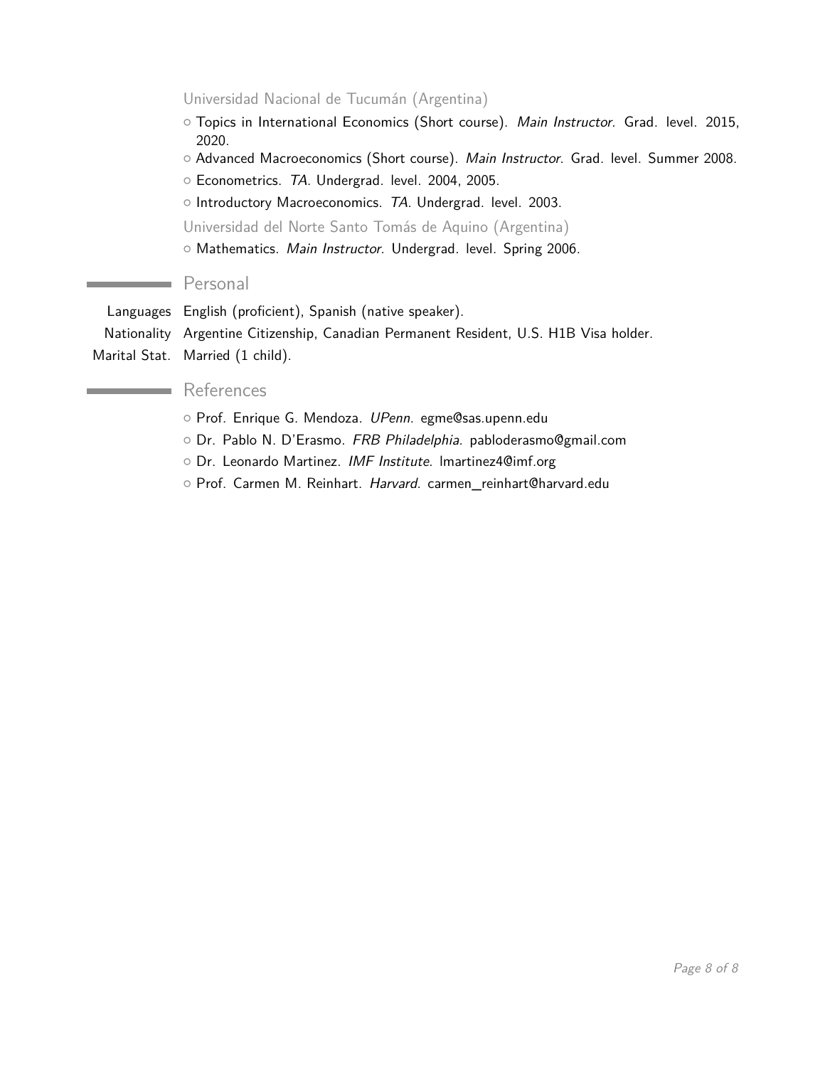Universidad Nacional de Tucumán (Argentina)

- Topics in International Economics (Short course). *Main Instructor*. Grad. level. 2015, 2020.
- Advanced Macroeconomics (Short course). *Main Instructor*. Grad. level. Summer 2008.
- Econometrics. *TA*. Undergrad. level. 2004, 2005.
- Introductory Macroeconomics. *TA*. Undergrad. level. 2003.

Universidad del Norte Santo Tomás de Aquino (Argentina)

- Mathematics. *Main Instructor*. Undergrad. level. Spring 2006.

## Personal

Languages: English (proficient), Spanish (native speaker).

Nationality: Argentine Citizenship, Canadian Permanent Resident, U.S. H1B Visa holder.

Marital Stat.: Married (1 child).

## References

- Prof. Enrique G. Mendoza. *UPenn*. egme@sas.upenn.edu
- Dr. Pablo N. D'Erasmo. *FRB Philadelphia*. pabloderasmo@gmail.com
- Dr. Leonardo Martinez. *IMF Institute*. lmartinez4@imf.org
- Prof. Carmen M. Reinhart. *Harvard*. carmen_reinhart@harvard.edu